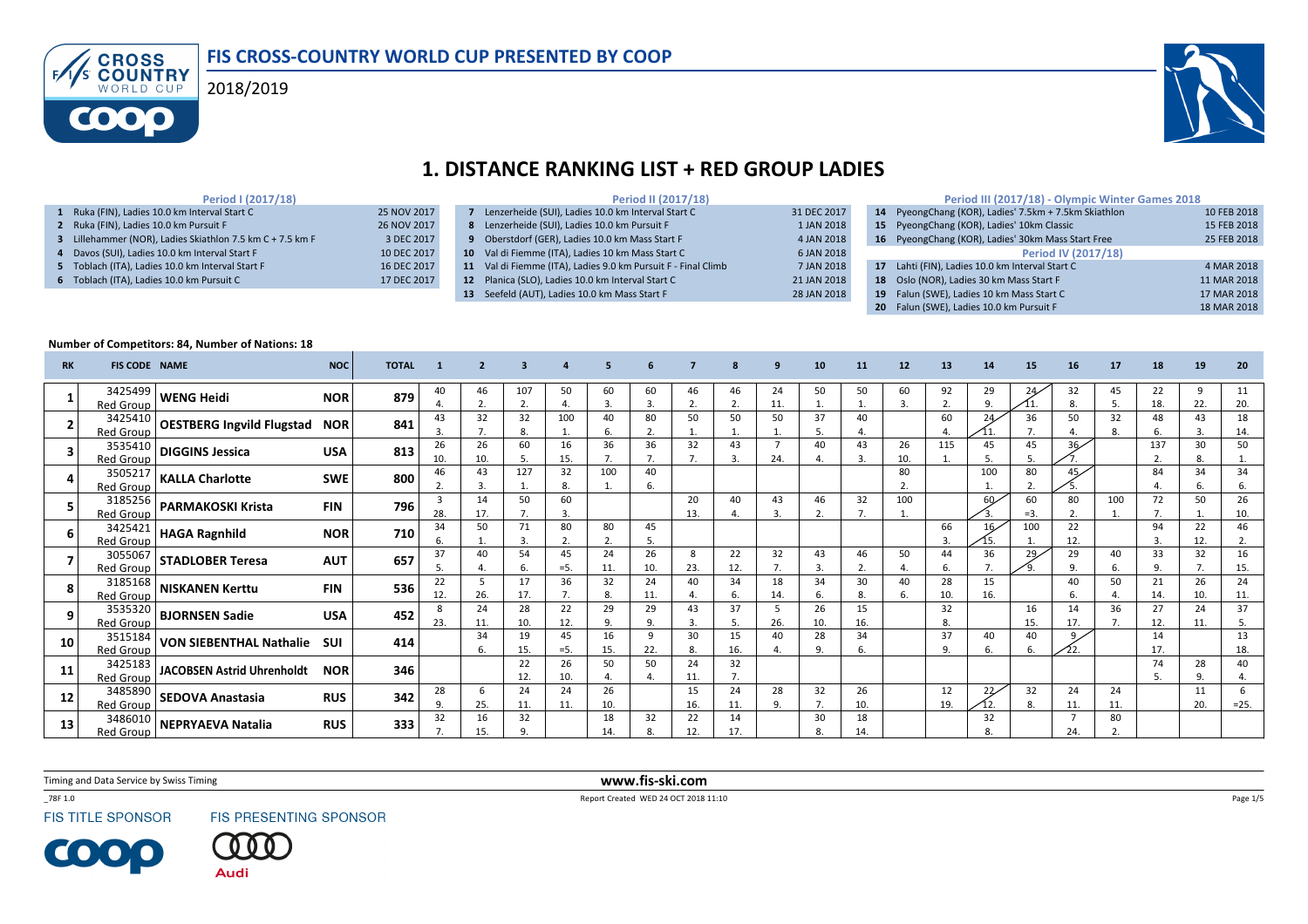# FIS CROSS-COUNTRY WORLD CUP PRESENTED BY COOP

2018/2019

# 1. DISTANCE RANKING LIST + RED GROUP LADIES

**Period I (2017/18)**

| No. | Competition | Date |
|---|---|---|
| 1 | Ruka (FIN), Ladies 10.0 km Interval Start C | 25 NOV 2017 |
| 2 | Ruka (FIN), Ladies 10.0 km Pursuit F | 26 NOV 2017 |
| 3 | Lillehammer (NOR), Ladies Skiathlon 7.5 km C + 7.5 km F | 3 DEC 2017 |
| 4 | Davos (SUI), Ladies 10.0 km Interval Start F | 10 DEC 2017 |
| 5 | Toblach (ITA), Ladies 10.0 km Interval Start F | 16 DEC 2017 |
| 6 | Toblach (ITA), Ladies 10.0 km Pursuit C | 17 DEC 2017 |

**Period II (2017/18)**

| No. | Competition | Date |
|---|---|---|
| 7 | Lenzerheide (SUI), Ladies 10.0 km Interval Start C | 31 DEC 2017 |
| 8 | Lenzerheide (SUI), Ladies 10.0 km Pursuit F | 1 JAN 2018 |
| 9 | Oberstdorf (GER), Ladies 10.0 km Mass Start F | 4 JAN 2018 |
| 10 | Val di Fiemme (ITA), Ladies 10 km Mass Start C | 6 JAN 2018 |
| 11 | Val di Fiemme (ITA), Ladies 9.0 km Pursuit F - Final Climb | 7 JAN 2018 |
| 12 | Planica (SLO), Ladies 10.0 km Interval Start C | 21 JAN 2018 |
| 13 | Seefeld (AUT), Ladies 10.0 km Mass Start F | 28 JAN 2018 |

**Period III (2017/18) - Olympic Winter Games 2018**

| No. | Competition | Date |
|---|---|---|
| 14 | PyeongChang (KOR), Ladies' 7.5km + 7.5km Skiathlon | 10 FEB 2018 |
| 15 | PyeongChang (KOR), Ladies' 10km Classic | 15 FEB 2018 |
| 16 | PyeongChang (KOR), Ladies' 30km Mass Start Free | 25 FEB 2018 |

**Period IV (2017/18)**

| No. | Competition | Date |
|---|---|---|
| 17 | Lahti (FIN), Ladies 10.0 km Interval Start C | 4 MAR 2018 |
| 18 | Oslo (NOR), Ladies 30 km Mass Start F | 11 MAR 2018 |
| 19 | Falun (SWE), Ladies 10 km Mass Start C | 17 MAR 2018 |
| 20 | Falun (SWE), Ladies 10.0 km Pursuit F | 18 MAR 2018 |

**Number of Competitors: 84, Number of Nations: 18**

| RK | FIS CODE | NAME | NOC | TOTAL | 1 | 2 | 3 | 4 | 5 | 6 | 7 | 8 | 9 | 10 | 11 | 12 | 13 | 14 | 15 | 16 | 17 | 18 | 19 | 20 |
|---|---|---|---|---|---|---|---|---|---|---|---|---|---|---|---|---|---|---|---|---|---|---|---|---|
| 1 | 3425499 Red Group | WENG Heidi | NOR | 879 | 40 4. | 46 2. | 107 2. | 50 4. | 60 3. | 60 3. | 46 2. | 46 2. | 24 11. | 50 1. | 50 1. | 60 3. | 92 2. | 29 9. | 24 11. | 32 8. | 45 5. | 22 18. | 9 22. | 11 20. |
| 2 | 3425410 Red Group | OESTBERG Ingvild Flugstad | NOR | 841 | 43 3. | 32 7. | 32 8. | 100 1. | 40 6. | 80 2. | 50 1. | 50 1. | 50 1. | 37 5. | 40 4. | | 60 4. | 24 11. | 36 7. | 50 4. | 32 8. | 48 6. | 43 3. | 18 14. |
| 3 | 3535410 Red Group | DIGGINS Jessica | USA | 813 | 26 10. | 26 10. | 60 5. | 16 15. | 36 7. | 36 7. | 32 7. | 43 3. | 7 24. | 40 4. | 43 3. | 26 10. | 115 1. | 45 5. | 45 5. | 36 7. | | 137 2. | 30 8. | 50 1. |
| 4 | 3505217 Red Group | KALLA Charlotte | SWE | 800 | 46 2. | 43 3. | 127 1. | 32 8. | 100 1. | 40 6. | | | | | | 80 2. | | 100 1. | 80 2. | 45 5. | | 84 4. | 34 6. | 34 6. |
| 5 | 3185256 Red Group | PARMAKOSKI Krista | FIN | 796 | 3 28. | 14 17. | 50 7. | 60 3. | | | 20 13. | 40 4. | 43 3. | 46 2. | 32 7. | 100 1. | | 60 3. | 60 =3. | 80 2. | 100 1. | 72 7. | 50 1. | 26 10. |
| 6 | 3425421 Red Group | HAGA Ragnhild | NOR | 710 | 34 6. | 50 1. | 71 3. | 80 2. | 80 2. | 45 5. | | | | | | | 66 3. | 16 15. | 100 1. | 22 12. | | 94 3. | 22 12. | 46 2. |
| 7 | 3055067 Red Group | STADLOBER Teresa | AUT | 657 | 37 5. | 40 4. | 54 6. | 45 =5. | 24 11. | 26 10. | 8 23. | 22 12. | 32 7. | 43 3. | 46 2. | 50 4. | 44 6. | 36 7. | 29 9. | 29 9. | 40 6. | 33 9. | 32 7. | 16 15. |
| 8 | 3185168 Red Group | NISKANEN Kerttu | FIN | 536 | 22 12. | 5 26. | 17 17. | 36 7. | 32 8. | 24 11. | 40 4. | 34 6. | 18 14. | 34 6. | 30 8. | 40 6. | 28 10. | 15 16. | | 40 6. | 50 4. | 21 14. | 26 10. | 24 11. |
| 9 | 3535320 Red Group | BJORNSEN Sadie | USA | 452 | 8 23. | 24 11. | 28 10. | 22 12. | 29 9. | 29 9. | 43 3. | 37 5. | 5 26. | 26 10. | 15 16. | | 32 8. | | 16 15. | 14 17. | 36 7. | 27 12. | 24 11. | 37 5. |
| 10 | 3515184 Red Group | VON SIEBENTHAL Nathalie | SUI | 414 | | 34 6. | 19 15. | 45 =5. | 16 15. | 9 22. | 30 8. | 15 16. | 40 4. | 28 9. | 34 6. | | 37 9. | 40 6. | 40 6. | 9 22. | | 14 17. | | 13 18. |
| 11 | 3425183 Red Group | JACOBSEN Astrid Uhrenholdt | NOR | 346 | | | 22 12. | 26 10. | 50 4. | 50 4. | 24 11. | 32 7. | | | | | | | | | | 74 5. | 28 9. | 40 4. |
| 12 | 3485890 Red Group | SEDOVA Anastasia | RUS | 342 | 28 9. | 6 25. | 24 11. | 24 11. | 26 10. | | 15 16. | 24 11. | 28 9. | 32 7. | 26 10. | | 12 19. | 22 12. | 32 8. | 24 11. | 24 11. | | 11 20. | 6 =25. |
| 13 | 3486010 Red Group | NEPRYAEVA Natalia | RUS | 333 | 32 7. | 16 15. | 32 9. | | 18 14. | 32 8. | 22 12. | 14 17. | | 30 8. | 18 14. | | | 32 8. | | 7 24. | 80 2. | | | |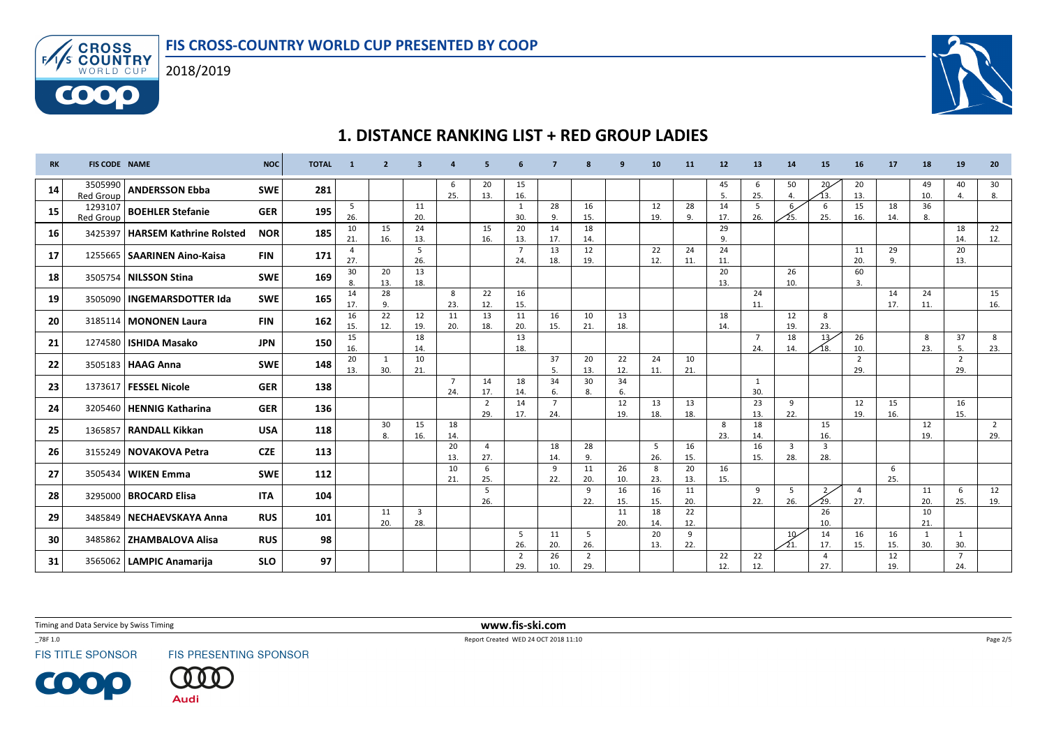# FIS CROSS-COUNTRY WORLD CUP PRESENTED BY COOP

2018/2019

## 1. DISTANCE RANKING LIST + RED GROUP LADIES

| RK | FIS CODE | NAME | NOC | TOTAL | 1 | 2 | 3 | 4 | 5 | 6 | 7 | 8 | 9 | 10 | 11 | 12 | 13 | 14 | 15 | 16 | 17 | 18 | 19 | 20 |
|---|---|---|---|---|---|---|---|---|---|---|---|---|---|---|---|---|---|---|---|---|---|---|---|---|
| 14 | 3505990 Red Group | ANDERSSON Ebba | SWE | 281 | | | | 6 25. | 20 13. | 15 16. | | | | | | 45 5. | 6 25. | 50 4. | 20 13. | 20 13. | | 49 10. | 40 4. | 30 8. |
| 15 | 1293107 Red Group | BOEHLER Stefanie | GER | 195 | 5 26. | | 11 20. | | | 1 30. | 28 9. | 16 15. | | 12 19. | 28 9. | 14 17. | 5 26. | 6 25. | 6 25. | 15 16. | 18 14. | 36 8. | | |
| 16 | 3425397 | HARSEM Kathrine Rolsted | NOR | 185 | 10 21. | 15 16. | 24 13. | | 15 16. | 20 13. | 14 17. | 18 14. | | | | 29 9. | | | | | | | 18 14. | 22 12. |
| 17 | 1255665 | SAARINEN Aino-Kaisa | FIN | 171 | 4 27. | | 5 26. | | | 7 24. | 13 18. | 12 19. | | 22 12. | 24 11. | 24 11. | | | | 11 20. | 29 9. | | 20 13. | |
| 18 | 3505754 | NILSSON Stina | SWE | 169 | 30 8. | 20 13. | 13 18. | | | | | | | | | 20 13. | | 26 10. | | 60 3. | | | | |
| 19 | 3505090 | INGEMARSDOTTER Ida | SWE | 165 | 14 17. | 28 9. | | 8 23. | 22 12. | 16 15. | | | | | | | 24 11. | | | | 14 17. | 24 11. | | 15 16. |
| 20 | 3185114 | MONONEN Laura | FIN | 162 | 16 15. | 22 12. | 12 19. | 11 20. | 13 18. | 11 20. | 16 15. | 10 21. | 13 18. | | | 18 14. | | 12 19. | 8 23. | | | | | |
| 21 | 1274580 | ISHIDA Masako | JPN | 150 | 15 16. | | 18 14. | | | 13 18. | | | | | | | 7 24. | 18 14. | 13 18. | 26 10. | | 8 23. | 37 5. | 8 23. |
| 22 | 3505183 | HAAG Anna | SWE | 148 | 20 13. | 1 30. | 10 21. | | | | 37 5. | 20 13. | 22 12. | 24 11. | 10 21. | | | | | 2 29. | | | 2 29. | |
| 23 | 1373617 | FESSEL Nicole | GER | 138 | | | | 7 24. | 14 17. | 18 14. | 34 6. | 30 8. | 34 6. | | | | 1 30. | | | | | | | |
| 24 | 3205460 | HENNIG Katharina | GER | 136 | | | | | 2 29. | 14 17. | 7 24. | | 12 19. | 13 18. | 13 18. | | 23 13. | 9 22. | | 12 19. | 15 16. | | 16 15. | |
| 25 | 1365857 | RANDALL Kikkan | USA | 118 | | 30 8. | 15 16. | 18 14. | | | | | | | | 8 23. | 18 14. | | 15 16. | | | 12 19. | | 2 29. |
| 26 | 3155249 | NOVAKOVA Petra | CZE | 113 | | | | 20 13. | 4 27. | | 18 14. | 28 9. | | 5 26. | 16 15. | | 16 15. | 3 28. | 3 28. | | | | | |
| 27 | 3505434 | WIKEN Emma | SWE | 112 | | | | 10 21. | 6 25. | | 9 22. | 11 20. | 26 10. | 8 23. | 20 13. | 16 15. | | | | | 6 25. | | | |
| 28 | 3295000 | BROCARD Elisa | ITA | 104 | | | | | 5 26. | | | 9 22. | 16 15. | 16 15. | 11 20. | | 9 22. | 5 26. | 2 29. | 4 27. | | 11 20. | 6 25. | 12 19. |
| 29 | 3485849 | NECHAEVSKAYA Anna | RUS | 101 | | 11 20. | 3 28. | | | | | | 11 20. | 18 14. | 22 12. | | | | 26 10. | | | 10 21. | | |
| 30 | 3485862 | ZHAMBALOVA Alisa | RUS | 98 | | | | | | 5 26. | 11 20. | 5 26. | | 20 13. | 9 22. | | | 10 21. | 14 17. | 16 15. | 16 15. | 1 30. | 1 30. | |
| 31 | 3565062 | LAMPIC Anamarija | SLO | 97 | | | | | | 2 29. | 26 10. | 2 29. | | | | 22 12. | 22 12. | | 4 27. | | 12 19. | | 7 24. | |

Timing and Data Service by Swiss Timing

www.fis-ski.com

_78F 1.0

Report Created WED 24 OCT 2018 11:10

FIS TITLE SPONSOR

FIS PRESENTING SPONSOR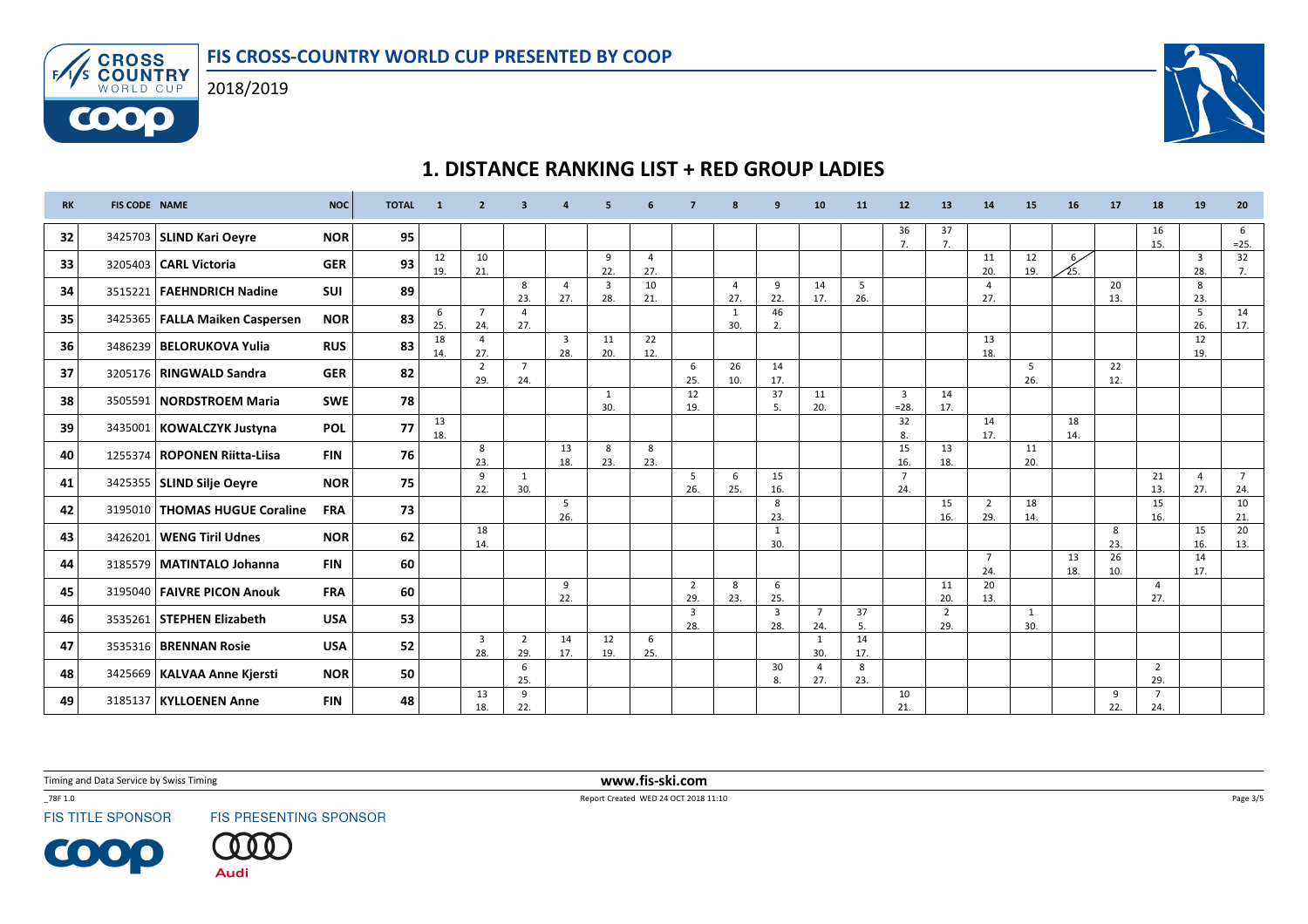# FIS CROSS-COUNTRY WORLD CUP PRESENTED BY COOP

2018/2019

## 1. DISTANCE RANKING LIST + RED GROUP LADIES

| RK | FIS CODE | NAME | NOC | TOTAL | 1 | 2 | 3 | 4 | 5 | 6 | 7 | 8 | 9 | 10 | 11 | 12 | 13 | 14 | 15 | 16 | 17 | 18 | 19 | 20 |
|---|---|---|---|---|---|---|---|---|---|---|---|---|---|---|---|---|---|---|---|---|---|---|---|---|
| 32 | 3425703 | **SLIND Kari Oeyre** | **NOR** | **95** | | | | | | | | | | | | 36 7. | 37 7. | | | | | 16 15. | | 6 =25. |
| 33 | 3205403 | **CARL Victoria** | **GER** | **93** | 12 19. | 10 21. | | | 9 22. | 4 27. | | | | | | | | 11 20. | 12 19. | 6 25. | | | 3 28. | 32 7. |
| 34 | 3515221 | **FAEHNDRICH Nadine** | **SUI** | **89** | | | 8 23. | 4 27. | 3 28. | 10 21. | | 4 27. | 9 22. | 14 17. | 5 26. | | | 4 27. | | | 20 13. | | 8 23. | |
| 35 | 3425365 | **FALLA Maiken Caspersen** | **NOR** | **83** | 6 25. | 7 24. | 4 27. | | | | | 1 30. | 46 2. | | | | | | | | | | 5 26. | 14 17. |
| 36 | 3486239 | **BELORUKOVA Yulia** | **RUS** | **83** | 18 14. | 4 27. | | 3 28. | 11 20. | 22 12. | | | | | | | | 13 18. | | | | | 12 19. | |
| 37 | 3205176 | **RINGWALD Sandra** | **GER** | **82** | | 2 29. | 7 24. | | | | 6 25. | 26 10. | 14 17. | | | | | | 5 26. | | 22 12. | | | |
| 38 | 3505591 | **NORDSTROEM Maria** | **SWE** | **78** | | | | | 1 30. | | 12 19. | | 37 5. | 11 20. | | 3 =28. | 14 17. | | | | | | | |
| 39 | 3435001 | **KOWALCZYK Justyna** | **POL** | **77** | 13 18. | | | | | | | | | | | 32 8. | | 14 17. | | 18 14. | | | | |
| 40 | 1255374 | **ROPONEN Riitta-Liisa** | **FIN** | **76** | | 8 23. | | 13 18. | 8 23. | 8 23. | | | | | | 15 16. | 13 18. | | 11 20. | | | | | |
| 41 | 3425355 | **SLIND Silje Oeyre** | **NOR** | **75** | | 9 22. | 1 30. | | | | 5 26. | 6 25. | 15 16. | | | 7 24. | | | | | | 21 13. | 4 27. | 7 24. |
| 42 | 3195010 | **THOMAS HUGUE Coraline** | **FRA** | **73** | | | | 5 26. | | | | | 8 23. | | | | 15 16. | 2 29. | 18 14. | | | 15 16. | | 10 21. |
| 43 | 3426201 | **WENG Tiril Udnes** | **NOR** | **62** | | 18 14. | | | | | | | 1 30. | | | | | | | | 8 23. | | 15 16. | 20 13. |
| 44 | 3185579 | **MATINTALO Johanna** | **FIN** | **60** | | | | | | | | | | | | | | 7 24. | | 13 18. | 26 10. | | 14 17. | |
| 45 | 3195040 | **FAIVRE PICON Anouk** | **FRA** | **60** | | | | 9 22. | | | 2 29. | 8 23. | 6 25. | | | | 11 20. | 20 13. | | | | 4 27. | | |
| 46 | 3535261 | **STEPHEN Elizabeth** | **USA** | **53** | | | | | | | 3 28. | | 3 28. | 7 24. | 37 5. | | 2 29. | | 1 30. | | | | | |
| 47 | 3535316 | **BRENNAN Rosie** | **USA** | **52** | | 3 28. | 2 29. | 14 17. | 12 19. | 6 25. | | | | 1 30. | 14 17. | | | | | | | | | |
| 48 | 3425669 | **KALVAA Anne Kjersti** | **NOR** | **50** | | | 6 25. | | | | | | 30 8. | 4 27. | 8 23. | | | | | | | 2 29. | | |
| 49 | 3185137 | **KYLLOENEN Anne** | **FIN** | **48** | | 13 18. | 9 22. | | | | | | | | | 10 21. | | | | | 9 22. | 7 24. | | |

Timing and Data Service by Swiss Timing

www.fis-ski.com

_78F 1.0

Report Created WED 24 OCT 2018 11:10

FIS TITLE SPONSOR

FIS PRESENTING SPONSOR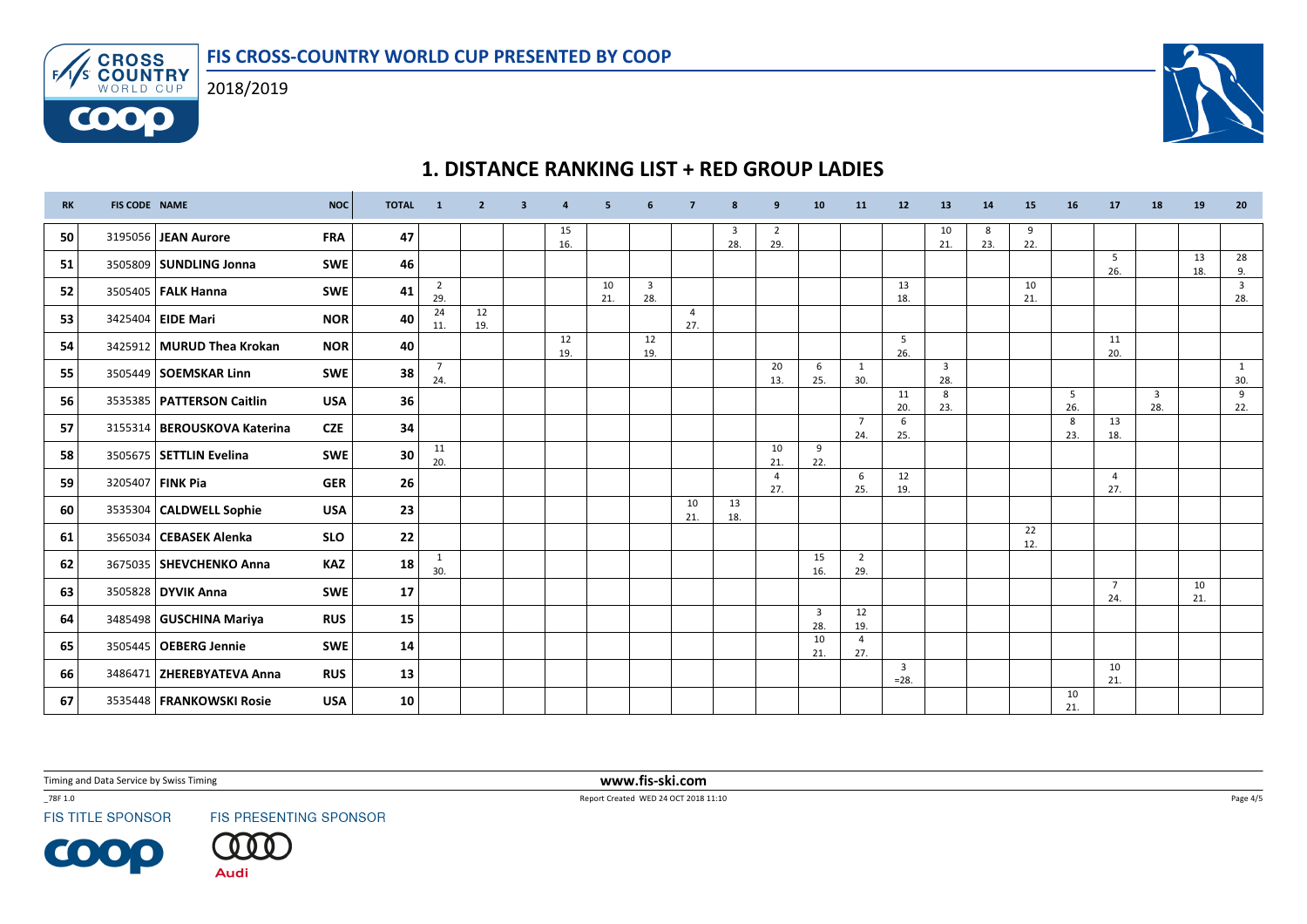# 1. DISTANCE RANKING LIST + RED GROUP LADIES

FIS CROSS-COUNTRY WORLD CUP PRESENTED BY COOP

2018/2019

| RK | FIS CODE | NAME | NOC | TOTAL | 1 | 2 | 3 | 4 | 5 | 6 | 7 | 8 | 9 | 10 | 11 | 12 | 13 | 14 | 15 | 16 | 17 | 18 | 19 | 20 |
|---|---|---|---|---|---|---|---|---|---|---|---|---|---|---|---|---|---|---|---|---|---|---|---|---|
| 50 | 3195056 | **JEAN Aurore** | **FRA** | **47** | | | | 15 16. | | | | 3 28. | 2 29. | | | | 10 21. | 8 23. | 9 22. | | | | | |
| 51 | 3505809 | **SUNDLING Jonna** | **SWE** | **46** | | | | | | | | | | | | | | | | | 5 26. | | 13 18. | 28 9. |
| 52 | 3505405 | **FALK Hanna** | **SWE** | **41** | 2 29. | | | | 10 21. | 3 28. | | | | | | 13 18. | | | 10 21. | | | | | 3 28. |
| 53 | 3425404 | **EIDE Mari** | **NOR** | **40** | 24 11. | 12 19. | | | | | 4 27. | | | | | | | | | | | | | |
| 54 | 3425912 | **MURUD Thea Krokan** | **NOR** | **40** | | | | 12 19. | | 12 19. | | | | | | 5 26. | | | | | 11 20. | | | |
| 55 | 3505449 | **SOEMSKAR Linn** | **SWE** | **38** | 7 24. | | | | | | | | 20 13. | 6 25. | 1 30. | | 3 28. | | | | | | | 1 30. |
| 56 | 3535385 | **PATTERSON Caitlin** | **USA** | **36** | | | | | | | | | | | | 11 20. | 8 23. | | | 5 26. | | 3 28. | | 9 22. |
| 57 | 3155314 | **BEROUSKOVA Katerina** | **CZE** | **34** | | | | | | | | | | | 7 24. | 6 25. | | | | 8 23. | 13 18. | | | |
| 58 | 3505675 | **SETTLIN Evelina** | **SWE** | **30** | 11 20. | | | | | | | | 10 21. | 9 22. | | | | | | | | | | |
| 59 | 3205407 | **FINK Pia** | **GER** | **26** | | | | | | | | | 4 27. | | 6 25. | 12 19. | | | | | 4 27. | | | |
| 60 | 3535304 | **CALDWELL Sophie** | **USA** | **23** | | | | | | | 10 21. | 13 18. | | | | | | | | | | | | |
| 61 | 3565034 | **CEBASEK Alenka** | **SLO** | **22** | | | | | | | | | | | | | | | 22 12. | | | | | |
| 62 | 3675035 | **SHEVCHENKO Anna** | **KAZ** | **18** | 1 30. | | | | | | | | | 15 16. | 2 29. | | | | | | | | | |
| 63 | 3505828 | **DYVIK Anna** | **SWE** | **17** | | | | | | | | | | | | | | | | | 7 24. | | 10 21. | |
| 64 | 3485498 | **GUSCHINA Mariya** | **RUS** | **15** | | | | | | | | | | 3 28. | 12 19. | | | | | | | | | |
| 65 | 3505445 | **OEBERG Jennie** | **SWE** | **14** | | | | | | | | | | 10 21. | 4 27. | | | | | | | | | |
| 66 | 3486471 | **ZHEREBYATEVA Anna** | **RUS** | **13** | | | | | | | | | | | | 3 =28. | | | | | 10 21. | | | |
| 67 | 3535448 | **FRANKOWSKI Rosie** | **USA** | **10** | | | | | | | | | | | | | | | | 10 21. | | | | |

Timing and Data Service by Swiss Timing

www.fis-ski.com

_78F 1.0

Report Created WED 24 OCT 2018 11:10

FIS TITLE SPONSOR

FIS PRESENTING SPONSOR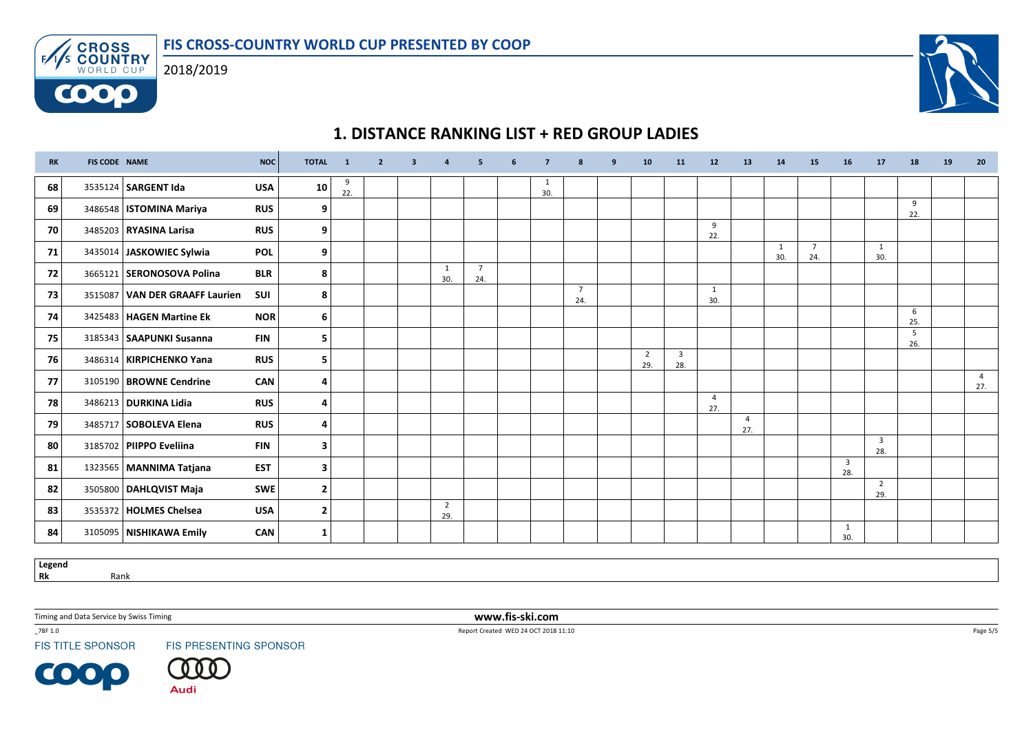# 1. DISTANCE RANKING LIST + RED GROUP LADIES

| RK | FIS CODE | NAME | NOC | TOTAL | 1 | 2 | 3 | 4 | 5 | 6 | 7 | 8 | 9 | 10 | 11 | 12 | 13 | 14 | 15 | 16 | 17 | 18 | 19 | 20 |
|---|---|---|---|---|---|---|---|---|---|---|---|---|---|---|---|---|---|---|---|---|---|---|---|---|
| 68 | 3535124 | SARGENT Ida | USA | 10 | 9 22. | | | | | | 1 30. | | | | | | | | | | | | | |
| 69 | 3486548 | ISTOMINA Mariya | RUS | 9 | | | | | | | | | | | | | | | | | | 9 22. | | |
| 70 | 3485203 | RYASINA Larisa | RUS | 9 | | | | | | | | | | | | 9 22. | | | | | | | | |
| 71 | 3435014 | JASKOWIEC Sylwia | POL | 9 | | | | | | | | | | | | | | 1 30. | 7 24. | | 1 30. | | | |
| 72 | 3665121 | SERONOSOVA Polina | BLR | 8 | | | | 1 30. | 7 24. | | | | | | | | | | | | | | | |
| 73 | 3515087 | VAN DER GRAAFF Laurien | SUI | 8 | | | | | | | | 7 24. | | | | 1 30. | | | | | | | | |
| 74 | 3425483 | HAGEN Martine Ek | NOR | 6 | | | | | | | | | | | | | | | | | | 6 25. | | |
| 75 | 3185343 | SAAPUNKI Susanna | FIN | 5 | | | | | | | | | | | | | | | | | | 5 26. | | |
| 76 | 3486314 | KIRPICHENKO Yana | RUS | 5 | | | | | | | | | | 2 29. | 3 28. | | | | | | | | | |
| 77 | 3105190 | BROWNE Cendrine | CAN | 4 | | | | | | | | | | | | | | | | | | | | 4 27. |
| 78 | 3486213 | DURKINA Lidia | RUS | 4 | | | | | | | | | | | | 4 27. | | | | | | | | |
| 79 | 3485717 | SOBOLEVA Elena | RUS | 4 | | | | | | | | | | | | | 4 27. | | | | | | | |
| 80 | 3185702 | PIIPPO Eveliina | FIN | 3 | | | | | | | | | | | | | | | | | 3 28. | | | |
| 81 | 1323565 | MANNIMA Tatjana | EST | 3 | | | | | | | | | | | | | | | | 3 28. | | | | |
| 82 | 3505800 | DAHLQVIST Maja | SWE | 2 | | | | | | | | | | | | | | | | | 2 29. | | | |
| 83 | 3535372 | HOLMES Chelsea | USA | 2 | | | | 2 29. | | | | | | | | | | | | | | | | |
| 84 | 3105095 | NISHIKAWA Emily | CAN | 1 | | | | | | | | | | | | | | | | 1 30. | | | | |

**Legend**
Rk Rank

Timing and Data Service by Swiss Timing www.fis-ski.com

_78F 1.0 Report Created WED 24 OCT 2018 11:10

FIS TITLE SPONSOR FIS PRESENTING SPONSOR